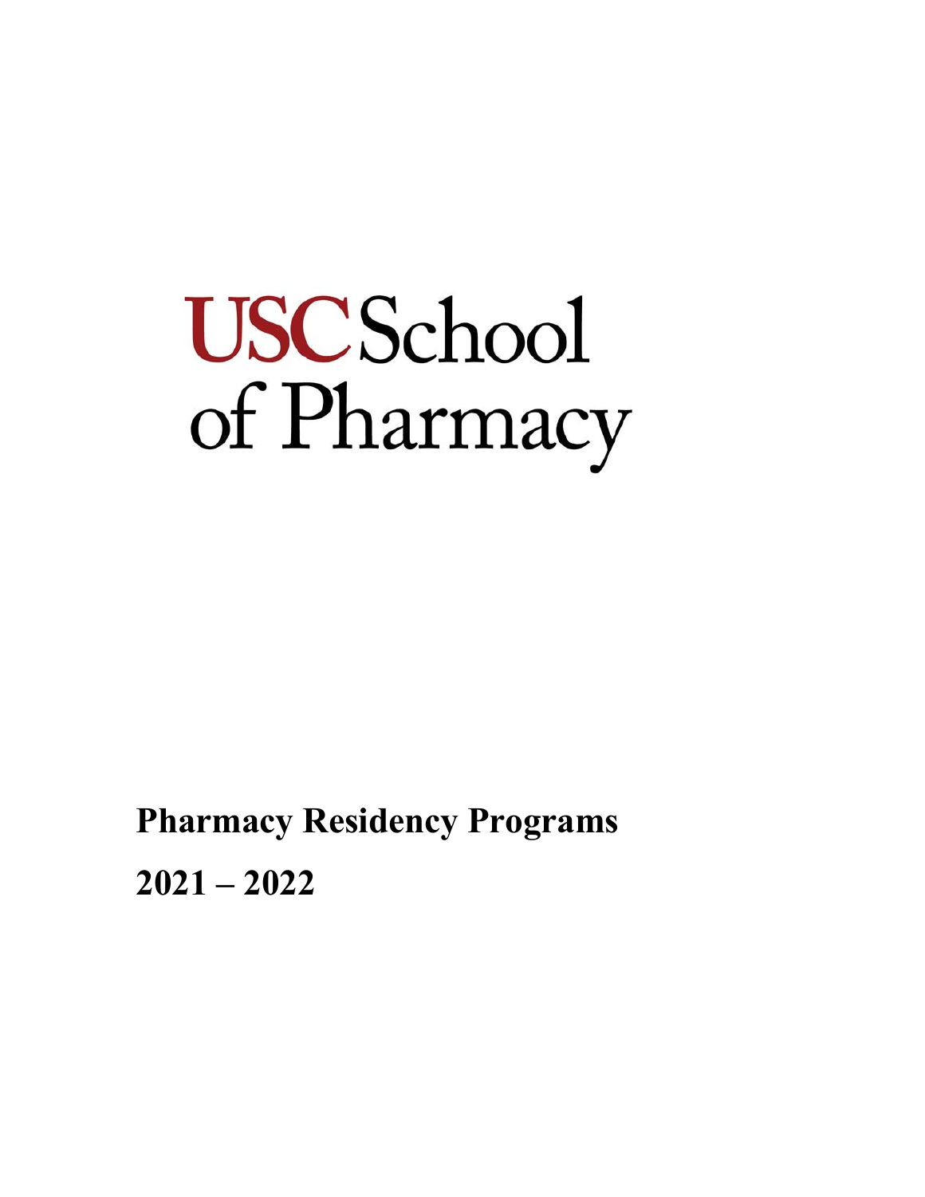# USC School of Pharmacy

**Pharmacy Residency Programs**

**2021 – 2022**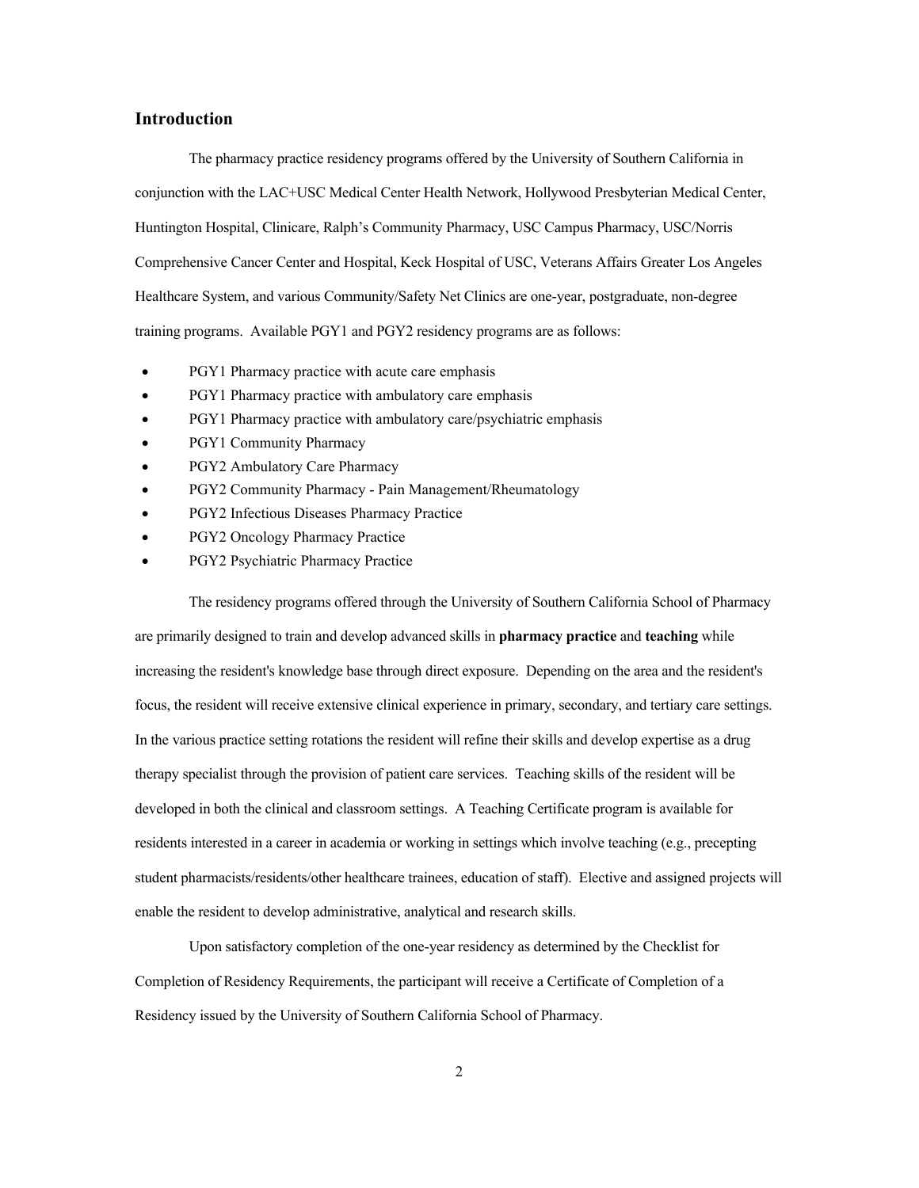## Introduction

The pharmacy practice residency programs offered by the University of Southern California in conjunction with the LAC+USC Medical Center Health Network, Hollywood Presbyterian Medical Center, Huntington Hospital, Clinicare, Ralph's Community Pharmacy, USC Campus Pharmacy, USC/Norris Comprehensive Cancer Center and Hospital, Keck Hospital of USC, Veterans Affairs Greater Los Angeles Healthcare System, and various Community/Safety Net Clinics are one-year, postgraduate, non-degree training programs. Available PGY1 and PGY2 residency programs are as follows:

- PGY1 Pharmacy practice with acute care emphasis
- PGY1 Pharmacy practice with ambulatory care emphasis
- PGY1 Pharmacy practice with ambulatory care/psychiatric emphasis
- PGY1 Community Pharmacy
- PGY2 Ambulatory Care Pharmacy
- PGY2 Community Pharmacy - Pain Management/Rheumatology
- PGY2 Infectious Diseases Pharmacy Practice
- PGY2 Oncology Pharmacy Practice
- PGY2 Psychiatric Pharmacy Practice

The residency programs offered through the University of Southern California School of Pharmacy are primarily designed to train and develop advanced skills in **pharmacy practice** and **teaching** while increasing the resident's knowledge base through direct exposure. Depending on the area and the resident's focus, the resident will receive extensive clinical experience in primary, secondary, and tertiary care settings. In the various practice setting rotations the resident will refine their skills and develop expertise as a drug therapy specialist through the provision of patient care services. Teaching skills of the resident will be developed in both the clinical and classroom settings. A Teaching Certificate program is available for residents interested in a career in academia or working in settings which involve teaching (e.g., precepting student pharmacists/residents/other healthcare trainees, education of staff). Elective and assigned projects will enable the resident to develop administrative, analytical and research skills.

Upon satisfactory completion of the one-year residency as determined by the Checklist for Completion of Residency Requirements, the participant will receive a Certificate of Completion of a Residency issued by the University of Southern California School of Pharmacy.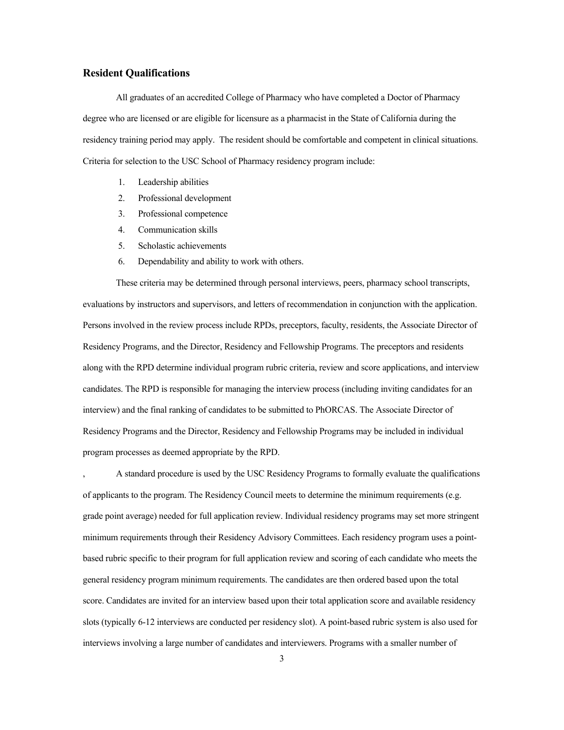## Resident Qualifications

All graduates of an accredited College of Pharmacy who have completed a Doctor of Pharmacy degree who are licensed or are eligible for licensure as a pharmacist in the State of California during the residency training period may apply. The resident should be comfortable and competent in clinical situations. Criteria for selection to the USC School of Pharmacy residency program include:

1. Leadership abilities
2. Professional development
3. Professional competence
4. Communication skills
5. Scholastic achievements
6. Dependability and ability to work with others.

These criteria may be determined through personal interviews, peers, pharmacy school transcripts, evaluations by instructors and supervisors, and letters of recommendation in conjunction with the application. Persons involved in the review process include RPDs, preceptors, faculty, residents, the Associate Director of Residency Programs, and the Director, Residency and Fellowship Programs. The preceptors and residents along with the RPD determine individual program rubric criteria, review and score applications, and interview candidates. The RPD is responsible for managing the interview process (including inviting candidates for an interview) and the final ranking of candidates to be submitted to PhORCAS. The Associate Director of Residency Programs and the Director, Residency and Fellowship Programs may be included in individual program processes as deemed appropriate by the RPD.

, A standard procedure is used by the USC Residency Programs to formally evaluate the qualifications of applicants to the program. The Residency Council meets to determine the minimum requirements (e.g. grade point average) needed for full application review. Individual residency programs may set more stringent minimum requirements through their Residency Advisory Committees. Each residency program uses a point-based rubric specific to their program for full application review and scoring of each candidate who meets the general residency program minimum requirements. The candidates are then ordered based upon the total score. Candidates are invited for an interview based upon their total application score and available residency slots (typically 6-12 interviews are conducted per residency slot). A point-based rubric system is also used for interviews involving a large number of candidates and interviewers. Programs with a smaller number of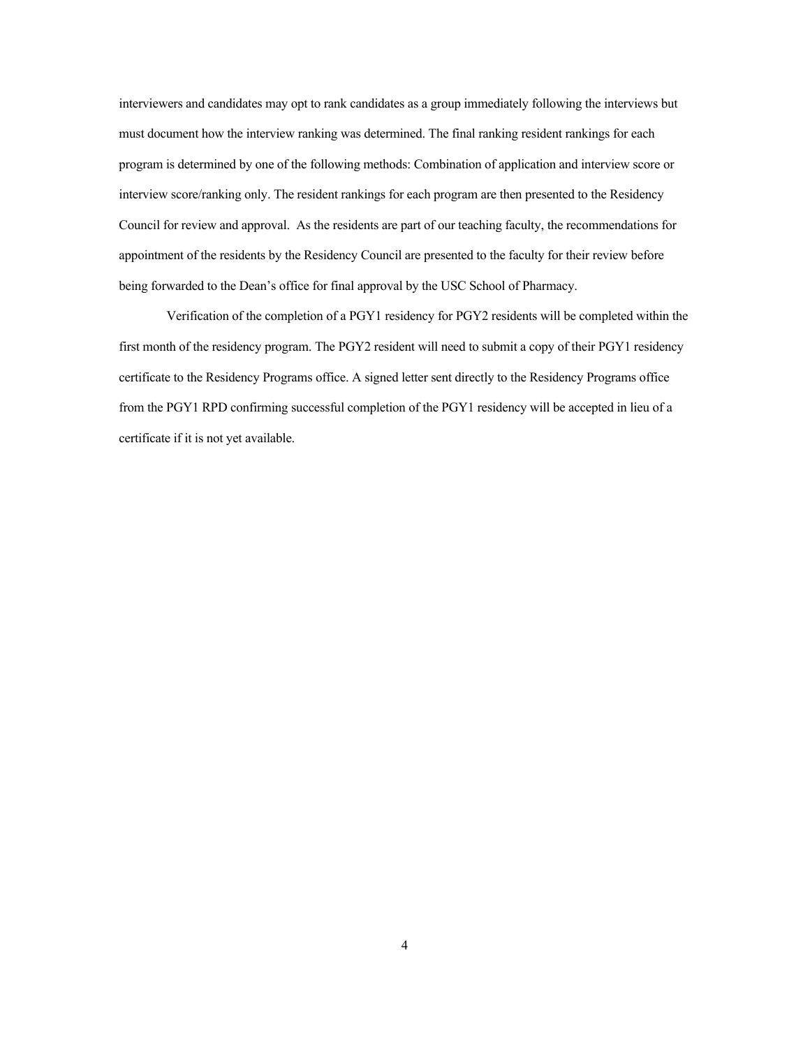interviewers and candidates may opt to rank candidates as a group immediately following the interviews but must document how the interview ranking was determined. The final ranking resident rankings for each program is determined by one of the following methods: Combination of application and interview score or interview score/ranking only. The resident rankings for each program are then presented to the Residency Council for review and approval. As the residents are part of our teaching faculty, the recommendations for appointment of the residents by the Residency Council are presented to the faculty for their review before being forwarded to the Dean's office for final approval by the USC School of Pharmacy.

Verification of the completion of a PGY1 residency for PGY2 residents will be completed within the first month of the residency program. The PGY2 resident will need to submit a copy of their PGY1 residency certificate to the Residency Programs office. A signed letter sent directly to the Residency Programs office from the PGY1 RPD confirming successful completion of the PGY1 residency will be accepted in lieu of a certificate if it is not yet available.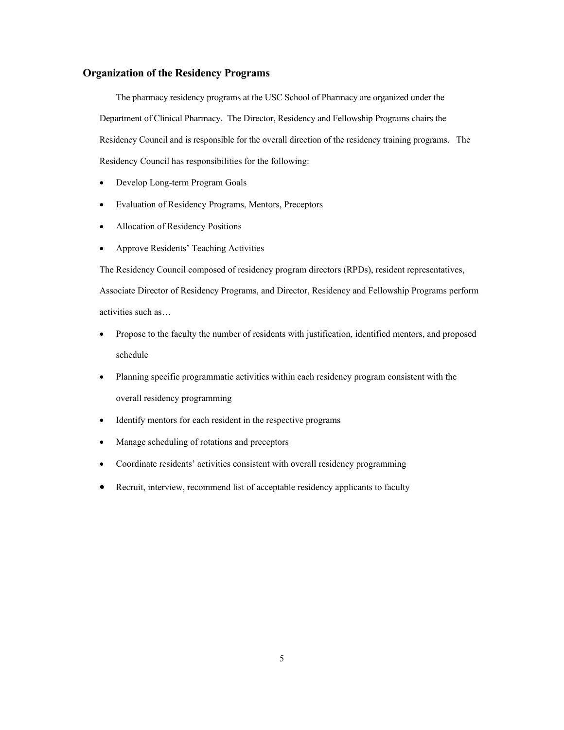## Organization of the Residency Programs

The pharmacy residency programs at the USC School of Pharmacy are organized under the Department of Clinical Pharmacy. The Director, Residency and Fellowship Programs chairs the Residency Council and is responsible for the overall direction of the residency training programs. The Residency Council has responsibilities for the following:

- Develop Long-term Program Goals
- Evaluation of Residency Programs, Mentors, Preceptors
- Allocation of Residency Positions
- Approve Residents' Teaching Activities

The Residency Council composed of residency program directors (RPDs), resident representatives, Associate Director of Residency Programs, and Director, Residency and Fellowship Programs perform activities such as…

- Propose to the faculty the number of residents with justification, identified mentors, and proposed schedule
- Planning specific programmatic activities within each residency program consistent with the overall residency programming
- Identify mentors for each resident in the respective programs
- Manage scheduling of rotations and preceptors
- Coordinate residents' activities consistent with overall residency programming
- Recruit, interview, recommend list of acceptable residency applicants to faculty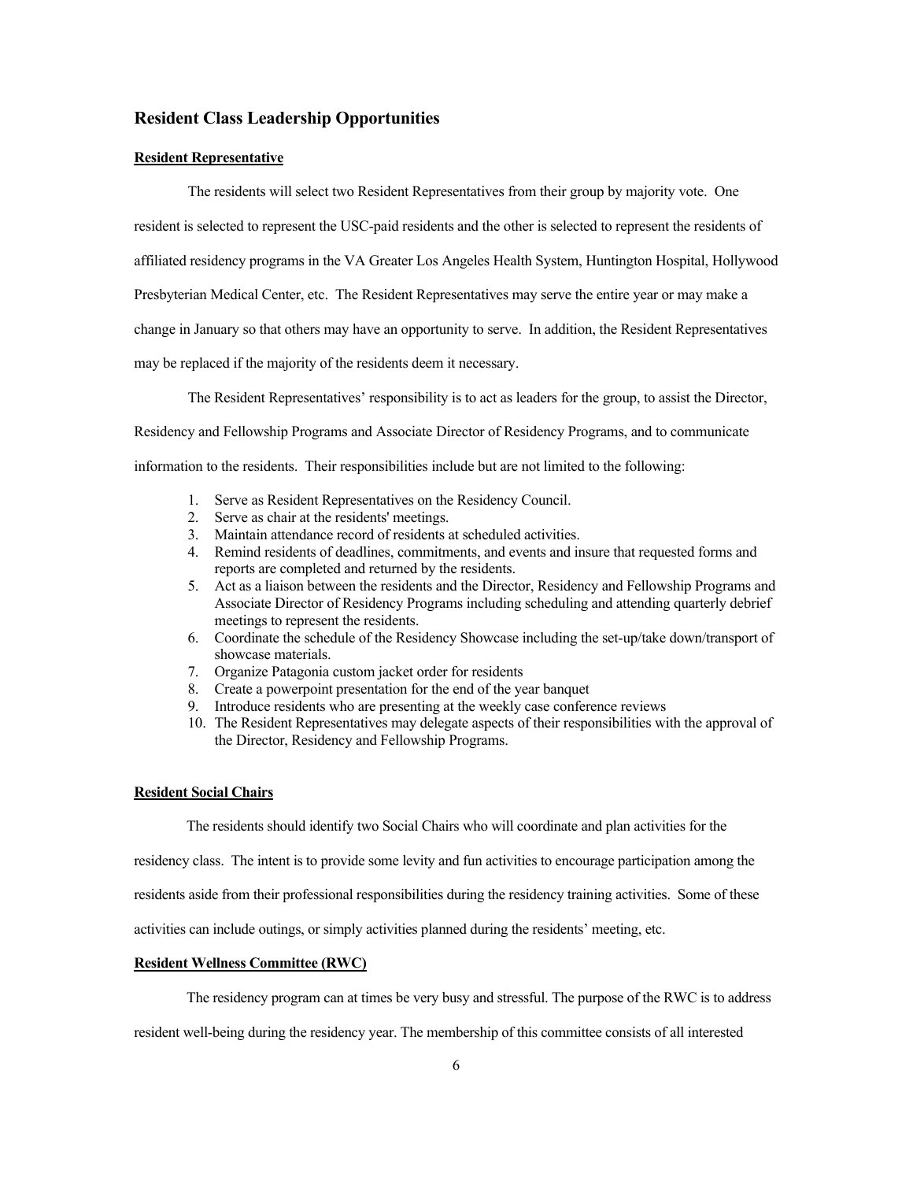## Resident Class Leadership Opportunities

**Resident Representative**

The residents will select two Resident Representatives from their group by majority vote. One resident is selected to represent the USC-paid residents and the other is selected to represent the residents of affiliated residency programs in the VA Greater Los Angeles Health System, Huntington Hospital, Hollywood Presbyterian Medical Center, etc. The Resident Representatives may serve the entire year or may make a change in January so that others may have an opportunity to serve. In addition, the Resident Representatives may be replaced if the majority of the residents deem it necessary.

The Resident Representatives' responsibility is to act as leaders for the group, to assist the Director, Residency and Fellowship Programs and Associate Director of Residency Programs, and to communicate information to the residents. Their responsibilities include but are not limited to the following:

1. Serve as Resident Representatives on the Residency Council.
2. Serve as chair at the residents' meetings.
3. Maintain attendance record of residents at scheduled activities.
4. Remind residents of deadlines, commitments, and events and insure that requested forms and reports are completed and returned by the residents.
5. Act as a liaison between the residents and the Director, Residency and Fellowship Programs and Associate Director of Residency Programs including scheduling and attending quarterly debrief meetings to represent the residents.
6. Coordinate the schedule of the Residency Showcase including the set-up/take down/transport of showcase materials.
7. Organize Patagonia custom jacket order for residents
8. Create a powerpoint presentation for the end of the year banquet
9. Introduce residents who are presenting at the weekly case conference reviews
10. The Resident Representatives may delegate aspects of their responsibilities with the approval of the Director, Residency and Fellowship Programs.

**Resident Social Chairs**

The residents should identify two Social Chairs who will coordinate and plan activities for the residency class. The intent is to provide some levity and fun activities to encourage participation among the residents aside from their professional responsibilities during the residency training activities. Some of these activities can include outings, or simply activities planned during the residents' meeting, etc.

**Resident Wellness Committee (RWC)**

The residency program can at times be very busy and stressful. The purpose of the RWC is to address resident well-being during the residency year. The membership of this committee consists of all interested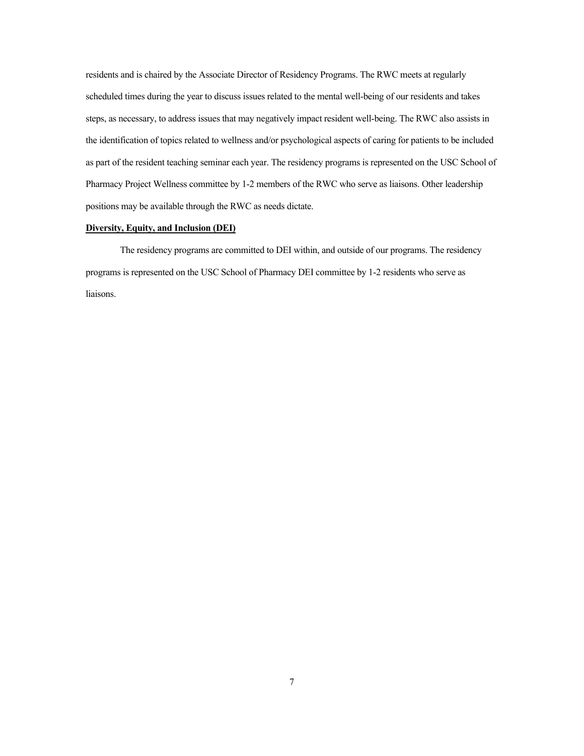residents and is chaired by the Associate Director of Residency Programs. The RWC meets at regularly scheduled times during the year to discuss issues related to the mental well-being of our residents and takes steps, as necessary, to address issues that may negatively impact resident well-being. The RWC also assists in the identification of topics related to wellness and/or psychological aspects of caring for patients to be included as part of the resident teaching seminar each year. The residency programs is represented on the USC School of Pharmacy Project Wellness committee by 1-2 members of the RWC who serve as liaisons. Other leadership positions may be available through the RWC as needs dictate.

**Diversity, Equity, and Inclusion (DEI)**

The residency programs are committed to DEI within, and outside of our programs. The residency programs is represented on the USC School of Pharmacy DEI committee by 1-2 residents who serve as liaisons.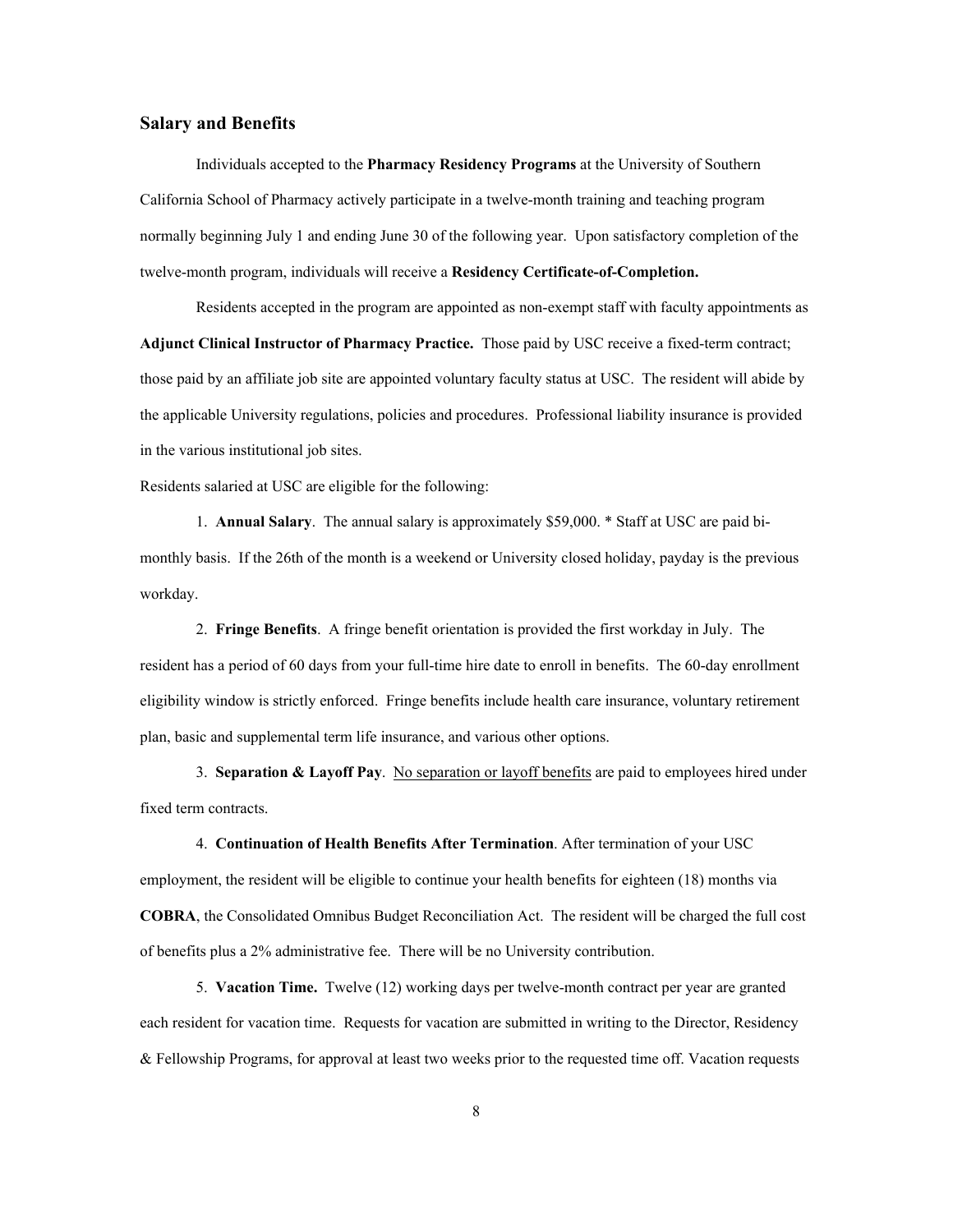## Salary and Benefits

Individuals accepted to the **Pharmacy Residency Programs** at the University of Southern California School of Pharmacy actively participate in a twelve-month training and teaching program normally beginning July 1 and ending June 30 of the following year. Upon satisfactory completion of the twelve-month program, individuals will receive a **Residency Certificate-of-Completion.**

Residents accepted in the program are appointed as non-exempt staff with faculty appointments as **Adjunct Clinical Instructor of Pharmacy Practice.** Those paid by USC receive a fixed-term contract; those paid by an affiliate job site are appointed voluntary faculty status at USC. The resident will abide by the applicable University regulations, policies and procedures. Professional liability insurance is provided in the various institutional job sites.

Residents salaried at USC are eligible for the following:

1. **Annual Salary**. The annual salary is approximately $59,000. * Staff at USC are paid bi-monthly basis. If the 26th of the month is a weekend or University closed holiday, payday is the previous workday.

2. **Fringe Benefits**. A fringe benefit orientation is provided the first workday in July. The resident has a period of 60 days from your full-time hire date to enroll in benefits. The 60-day enrollment eligibility window is strictly enforced. Fringe benefits include health care insurance, voluntary retirement plan, basic and supplemental term life insurance, and various other options.

3. **Separation & Layoff Pay**. No separation or layoff benefits are paid to employees hired under fixed term contracts.

4. **Continuation of Health Benefits After Termination**. After termination of your USC employment, the resident will be eligible to continue your health benefits for eighteen (18) months via **COBRA**, the Consolidated Omnibus Budget Reconciliation Act. The resident will be charged the full cost of benefits plus a 2% administrative fee. There will be no University contribution.

5. **Vacation Time.** Twelve (12) working days per twelve-month contract per year are granted each resident for vacation time. Requests for vacation are submitted in writing to the Director, Residency & Fellowship Programs, for approval at least two weeks prior to the requested time off. Vacation requests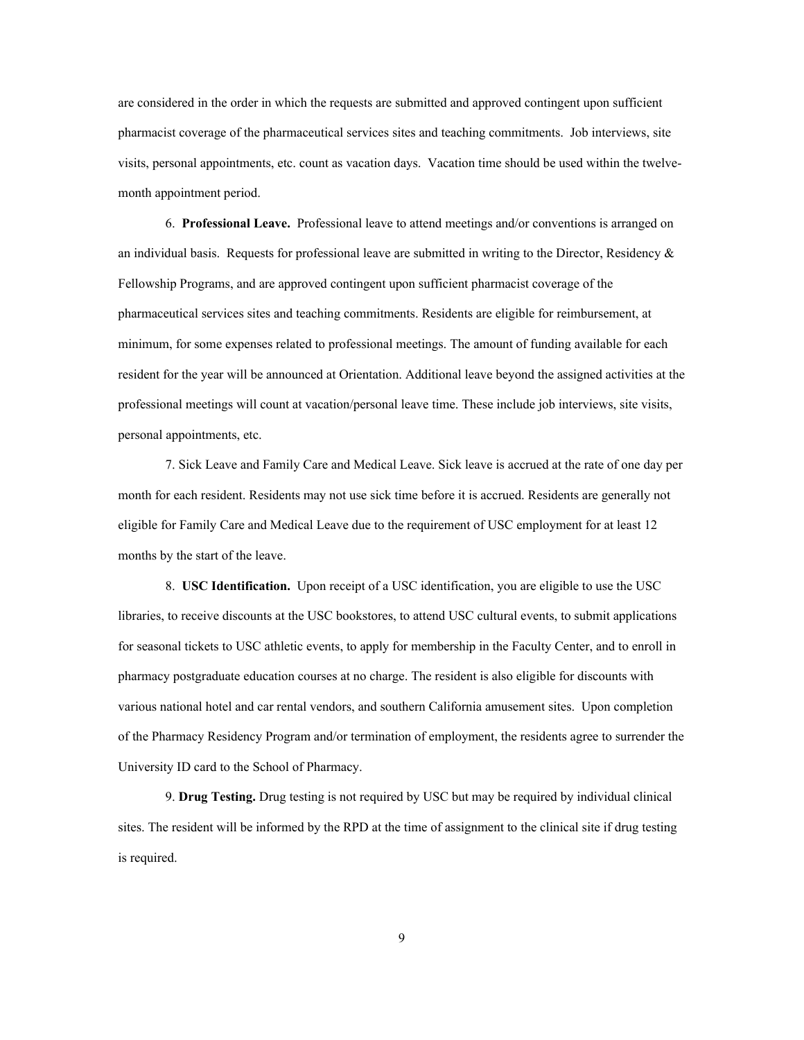are considered in the order in which the requests are submitted and approved contingent upon sufficient pharmacist coverage of the pharmaceutical services sites and teaching commitments. Job interviews, site visits, personal appointments, etc. count as vacation days. Vacation time should be used within the twelve-month appointment period.

6. **Professional Leave.** Professional leave to attend meetings and/or conventions is arranged on an individual basis. Requests for professional leave are submitted in writing to the Director, Residency & Fellowship Programs, and are approved contingent upon sufficient pharmacist coverage of the pharmaceutical services sites and teaching commitments. Residents are eligible for reimbursement, at minimum, for some expenses related to professional meetings. The amount of funding available for each resident for the year will be announced at Orientation. Additional leave beyond the assigned activities at the professional meetings will count at vacation/personal leave time. These include job interviews, site visits, personal appointments, etc.

7. Sick Leave and Family Care and Medical Leave. Sick leave is accrued at the rate of one day per month for each resident. Residents may not use sick time before it is accrued. Residents are generally not eligible for Family Care and Medical Leave due to the requirement of USC employment for at least 12 months by the start of the leave.

8. **USC Identification.** Upon receipt of a USC identification, you are eligible to use the USC libraries, to receive discounts at the USC bookstores, to attend USC cultural events, to submit applications for seasonal tickets to USC athletic events, to apply for membership in the Faculty Center, and to enroll in pharmacy postgraduate education courses at no charge. The resident is also eligible for discounts with various national hotel and car rental vendors, and southern California amusement sites. Upon completion of the Pharmacy Residency Program and/or termination of employment, the residents agree to surrender the University ID card to the School of Pharmacy.

9. **Drug Testing.** Drug testing is not required by USC but may be required by individual clinical sites. The resident will be informed by the RPD at the time of assignment to the clinical site if drug testing is required.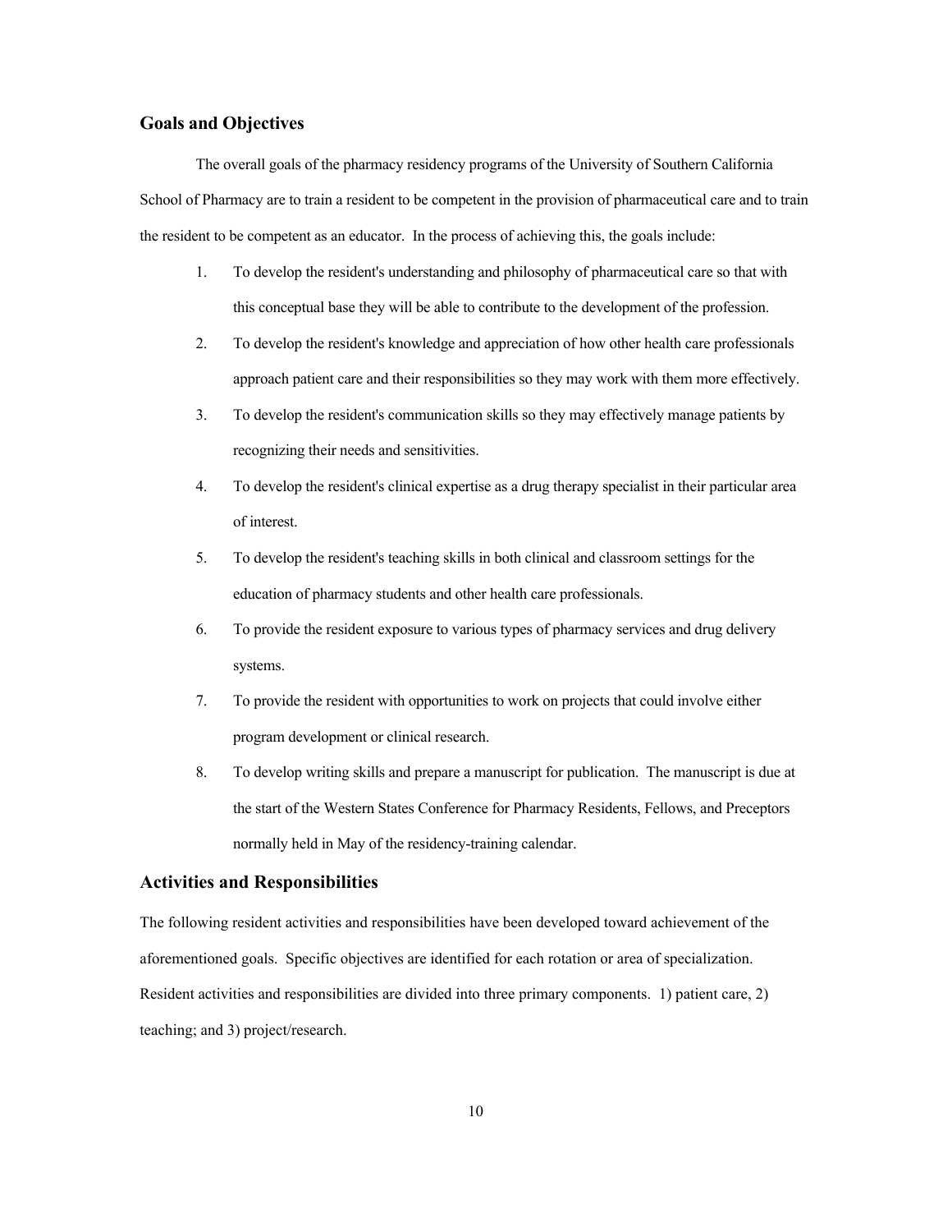## Goals and Objectives

The overall goals of the pharmacy residency programs of the University of Southern California School of Pharmacy are to train a resident to be competent in the provision of pharmaceutical care and to train the resident to be competent as an educator. In the process of achieving this, the goals include:

1. To develop the resident's understanding and philosophy of pharmaceutical care so that with this conceptual base they will be able to contribute to the development of the profession.
2. To develop the resident's knowledge and appreciation of how other health care professionals approach patient care and their responsibilities so they may work with them more effectively.
3. To develop the resident's communication skills so they may effectively manage patients by recognizing their needs and sensitivities.
4. To develop the resident's clinical expertise as a drug therapy specialist in their particular area of interest.
5. To develop the resident's teaching skills in both clinical and classroom settings for the education of pharmacy students and other health care professionals.
6. To provide the resident exposure to various types of pharmacy services and drug delivery systems.
7. To provide the resident with opportunities to work on projects that could involve either program development or clinical research.
8. To develop writing skills and prepare a manuscript for publication. The manuscript is due at the start of the Western States Conference for Pharmacy Residents, Fellows, and Preceptors normally held in May of the residency-training calendar.

## Activities and Responsibilities

The following resident activities and responsibilities have been developed toward achievement of the aforementioned goals. Specific objectives are identified for each rotation or area of specialization. Resident activities and responsibilities are divided into three primary components. 1) patient care, 2) teaching; and 3) project/research.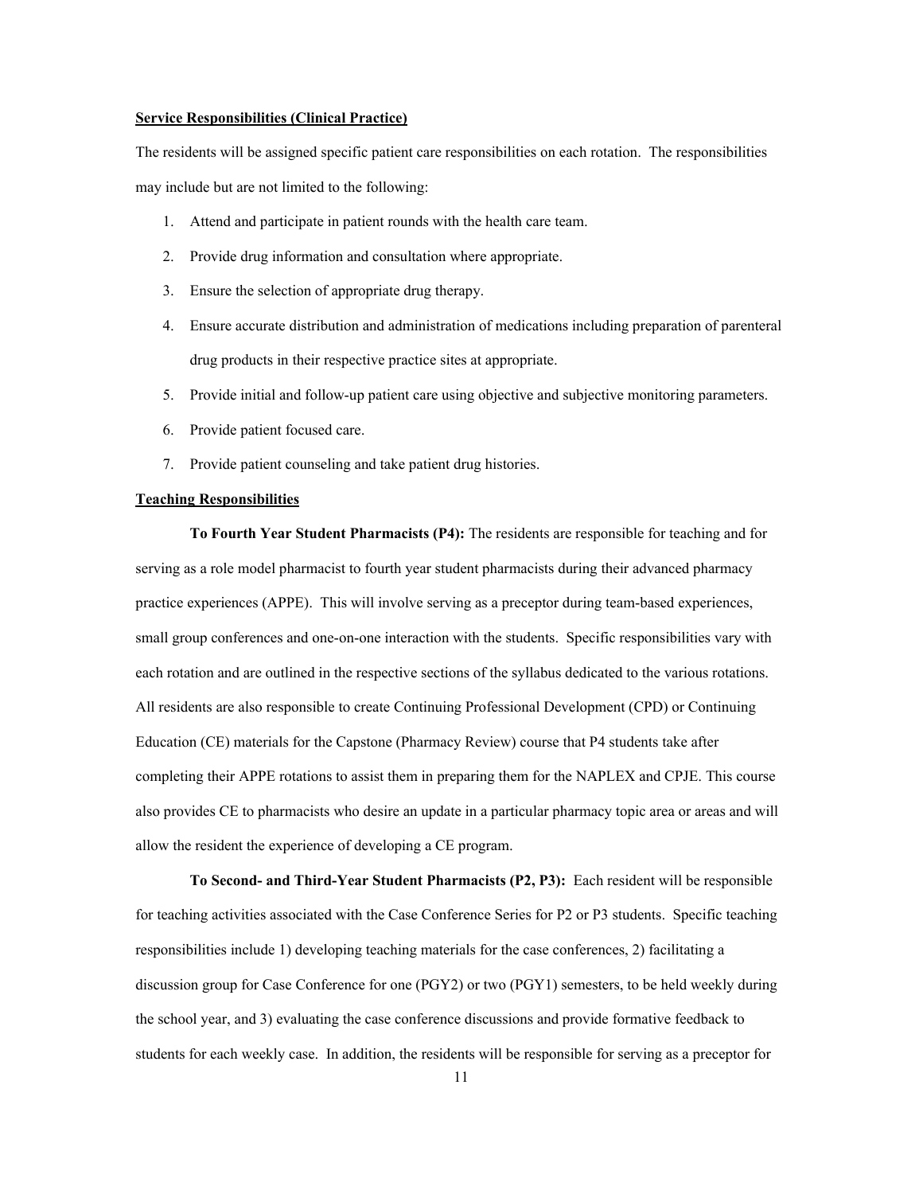**Service Responsibilities (Clinical Practice)**

The residents will be assigned specific patient care responsibilities on each rotation. The responsibilities may include but are not limited to the following:

1. Attend and participate in patient rounds with the health care team.
2. Provide drug information and consultation where appropriate.
3. Ensure the selection of appropriate drug therapy.
4. Ensure accurate distribution and administration of medications including preparation of parenteral drug products in their respective practice sites at appropriate.
5. Provide initial and follow-up patient care using objective and subjective monitoring parameters.
6. Provide patient focused care.
7. Provide patient counseling and take patient drug histories.

**Teaching Responsibilities**

**To Fourth Year Student Pharmacists (P4):** The residents are responsible for teaching and for serving as a role model pharmacist to fourth year student pharmacists during their advanced pharmacy practice experiences (APPE). This will involve serving as a preceptor during team-based experiences, small group conferences and one-on-one interaction with the students. Specific responsibilities vary with each rotation and are outlined in the respective sections of the syllabus dedicated to the various rotations. All residents are also responsible to create Continuing Professional Development (CPD) or Continuing Education (CE) materials for the Capstone (Pharmacy Review) course that P4 students take after completing their APPE rotations to assist them in preparing them for the NAPLEX and CPJE. This course also provides CE to pharmacists who desire an update in a particular pharmacy topic area or areas and will allow the resident the experience of developing a CE program.

**To Second- and Third-Year Student Pharmacists (P2, P3):** Each resident will be responsible for teaching activities associated with the Case Conference Series for P2 or P3 students. Specific teaching responsibilities include 1) developing teaching materials for the case conferences, 2) facilitating a discussion group for Case Conference for one (PGY2) or two (PGY1) semesters, to be held weekly during the school year, and 3) evaluating the case conference discussions and provide formative feedback to students for each weekly case. In addition, the residents will be responsible for serving as a preceptor for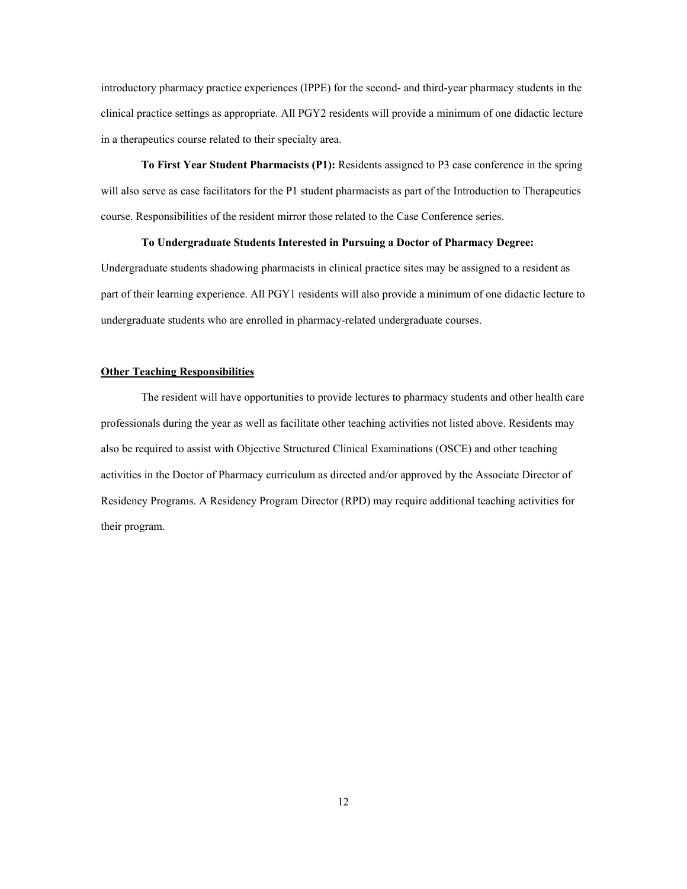introductory pharmacy practice experiences (IPPE) for the second- and third-year pharmacy students in the clinical practice settings as appropriate. All PGY2 residents will provide a minimum of one didactic lecture in a therapeutics course related to their specialty area.

**To First Year Student Pharmacists (P1):** Residents assigned to P3 case conference in the spring will also serve as case facilitators for the P1 student pharmacists as part of the Introduction to Therapeutics course. Responsibilities of the resident mirror those related to the Case Conference series.

**To Undergraduate Students Interested in Pursuing a Doctor of Pharmacy Degree:** Undergraduate students shadowing pharmacists in clinical practice sites may be assigned to a resident as part of their learning experience. All PGY1 residents will also provide a minimum of one didactic lecture to undergraduate students who are enrolled in pharmacy-related undergraduate courses.

## Other Teaching Responsibilities

The resident will have opportunities to provide lectures to pharmacy students and other health care professionals during the year as well as facilitate other teaching activities not listed above. Residents may also be required to assist with Objective Structured Clinical Examinations (OSCE) and other teaching activities in the Doctor of Pharmacy curriculum as directed and/or approved by the Associate Director of Residency Programs. A Residency Program Director (RPD) may require additional teaching activities for their program.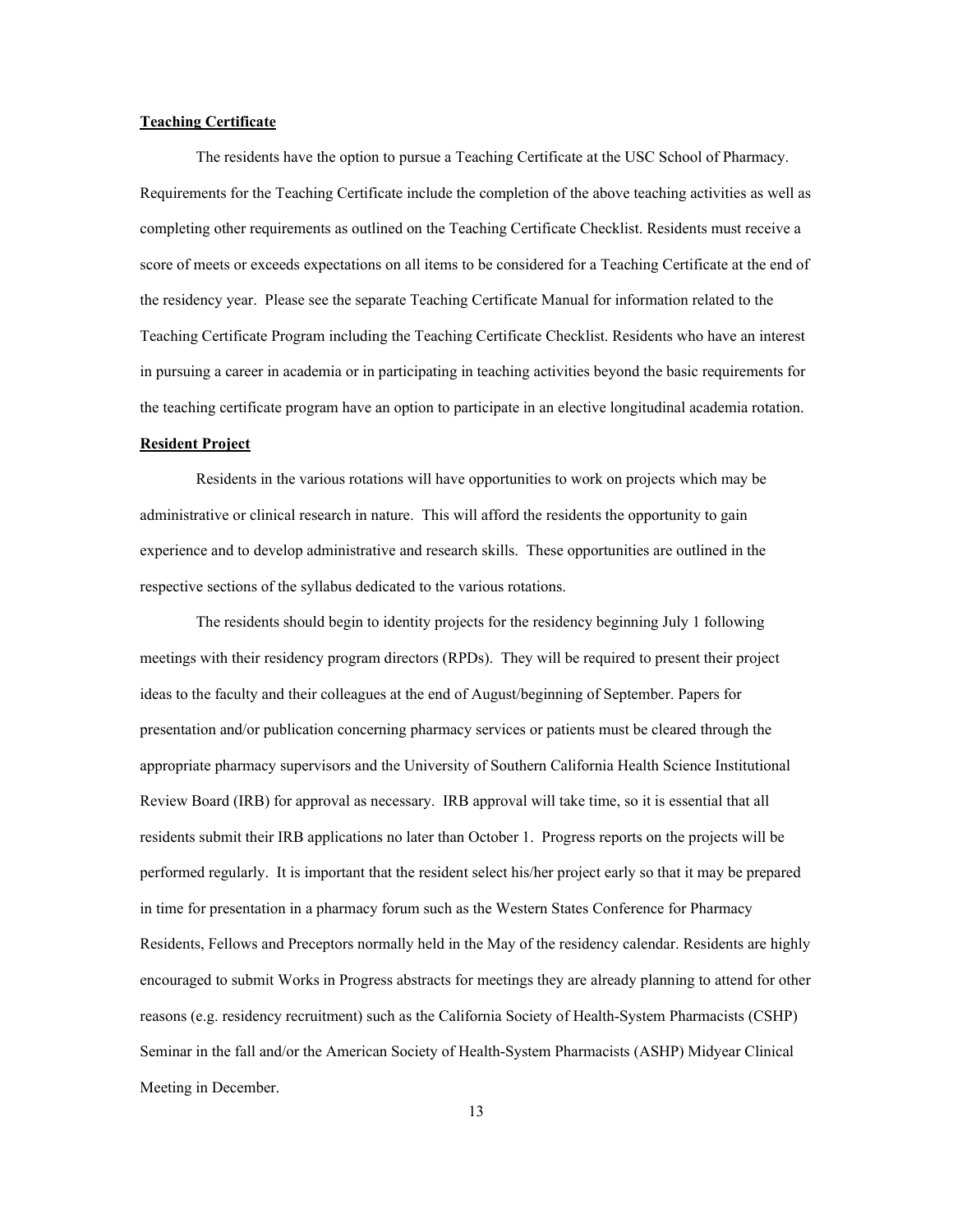**Teaching Certificate**

The residents have the option to pursue a Teaching Certificate at the USC School of Pharmacy. Requirements for the Teaching Certificate include the completion of the above teaching activities as well as completing other requirements as outlined on the Teaching Certificate Checklist. Residents must receive a score of meets or exceeds expectations on all items to be considered for a Teaching Certificate at the end of the residency year. Please see the separate Teaching Certificate Manual for information related to the Teaching Certificate Program including the Teaching Certificate Checklist. Residents who have an interest in pursuing a career in academia or in participating in teaching activities beyond the basic requirements for the teaching certificate program have an option to participate in an elective longitudinal academia rotation.

**Resident Project**

Residents in the various rotations will have opportunities to work on projects which may be administrative or clinical research in nature. This will afford the residents the opportunity to gain experience and to develop administrative and research skills. These opportunities are outlined in the respective sections of the syllabus dedicated to the various rotations.

The residents should begin to identity projects for the residency beginning July 1 following meetings with their residency program directors (RPDs). They will be required to present their project ideas to the faculty and their colleagues at the end of August/beginning of September. Papers for presentation and/or publication concerning pharmacy services or patients must be cleared through the appropriate pharmacy supervisors and the University of Southern California Health Science Institutional Review Board (IRB) for approval as necessary. IRB approval will take time, so it is essential that all residents submit their IRB applications no later than October 1. Progress reports on the projects will be performed regularly. It is important that the resident select his/her project early so that it may be prepared in time for presentation in a pharmacy forum such as the Western States Conference for Pharmacy Residents, Fellows and Preceptors normally held in the May of the residency calendar. Residents are highly encouraged to submit Works in Progress abstracts for meetings they are already planning to attend for other reasons (e.g. residency recruitment) such as the California Society of Health-System Pharmacists (CSHP) Seminar in the fall and/or the American Society of Health-System Pharmacists (ASHP) Midyear Clinical Meeting in December.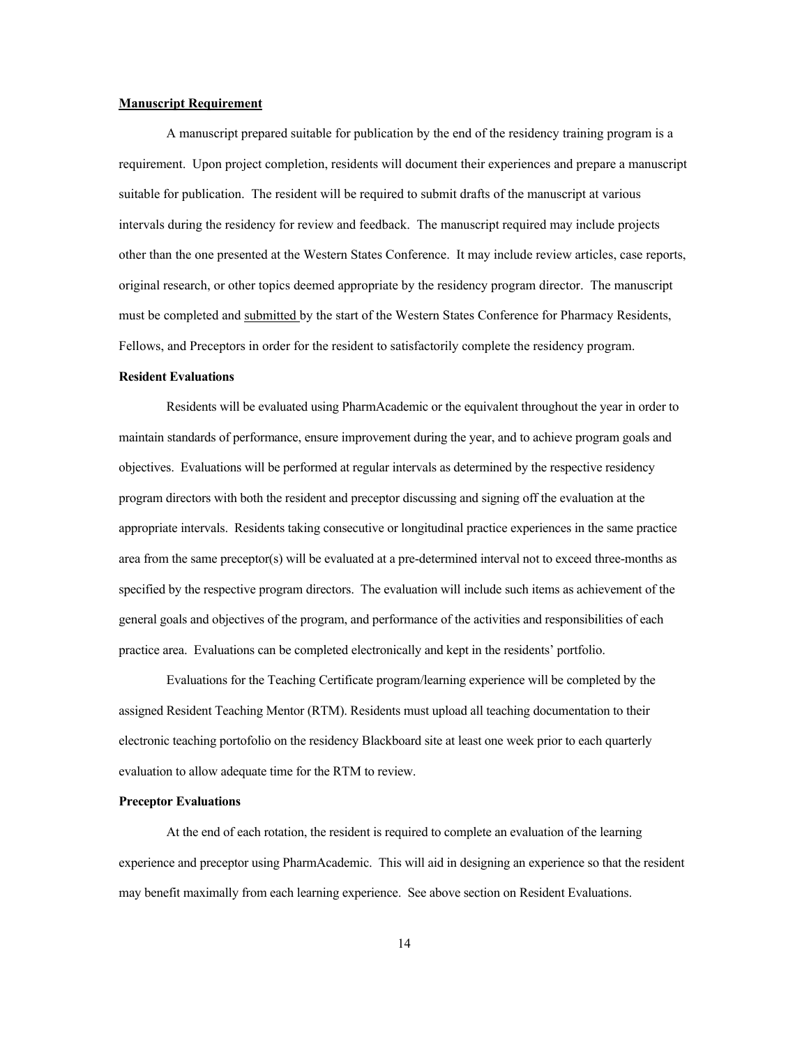## Manuscript Requirement

A manuscript prepared suitable for publication by the end of the residency training program is a requirement. Upon project completion, residents will document their experiences and prepare a manuscript suitable for publication. The resident will be required to submit drafts of the manuscript at various intervals during the residency for review and feedback. The manuscript required may include projects other than the one presented at the Western States Conference. It may include review articles, case reports, original research, or other topics deemed appropriate by the residency program director. The manuscript must be completed and submitted by the start of the Western States Conference for Pharmacy Residents, Fellows, and Preceptors in order for the resident to satisfactorily complete the residency program.

### Resident Evaluations

Residents will be evaluated using PharmAcademic or the equivalent throughout the year in order to maintain standards of performance, ensure improvement during the year, and to achieve program goals and objectives. Evaluations will be performed at regular intervals as determined by the respective residency program directors with both the resident and preceptor discussing and signing off the evaluation at the appropriate intervals. Residents taking consecutive or longitudinal practice experiences in the same practice area from the same preceptor(s) will be evaluated at a pre-determined interval not to exceed three-months as specified by the respective program directors. The evaluation will include such items as achievement of the general goals and objectives of the program, and performance of the activities and responsibilities of each practice area. Evaluations can be completed electronically and kept in the residents' portfolio.

Evaluations for the Teaching Certificate program/learning experience will be completed by the assigned Resident Teaching Mentor (RTM). Residents must upload all teaching documentation to their electronic teaching portofolio on the residency Blackboard site at least one week prior to each quarterly evaluation to allow adequate time for the RTM to review.

### Preceptor Evaluations

At the end of each rotation, the resident is required to complete an evaluation of the learning experience and preceptor using PharmAcademic. This will aid in designing an experience so that the resident may benefit maximally from each learning experience. See above section on Resident Evaluations.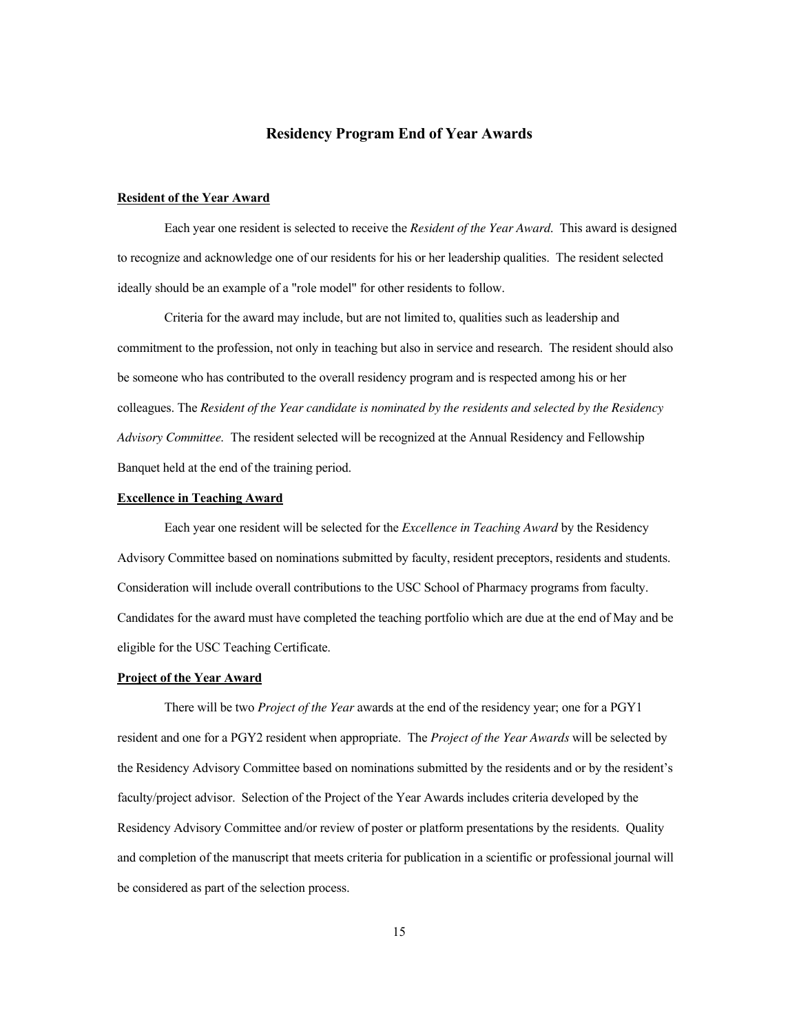## Residency Program End of Year Awards

**Resident of the Year Award**

Each year one resident is selected to receive the *Resident of the Year Award.* This award is designed to recognize and acknowledge one of our residents for his or her leadership qualities. The resident selected ideally should be an example of a "role model" for other residents to follow.

Criteria for the award may include, but are not limited to, qualities such as leadership and commitment to the profession, not only in teaching but also in service and research. The resident should also be someone who has contributed to the overall residency program and is respected among his or her colleagues. The *Resident of the Year candidate is nominated by the residents and selected by the Residency Advisory Committee.* The resident selected will be recognized at the Annual Residency and Fellowship Banquet held at the end of the training period.

**Excellence in Teaching Award**

Each year one resident will be selected for the *Excellence in Teaching Award* by the Residency Advisory Committee based on nominations submitted by faculty, resident preceptors, residents and students. Consideration will include overall contributions to the USC School of Pharmacy programs from faculty. Candidates for the award must have completed the teaching portfolio which are due at the end of May and be eligible for the USC Teaching Certificate.

**Project of the Year Award**

There will be two *Project of the Year* awards at the end of the residency year; one for a PGY1 resident and one for a PGY2 resident when appropriate. The *Project of the Year Awards* will be selected by the Residency Advisory Committee based on nominations submitted by the residents and or by the resident's faculty/project advisor. Selection of the Project of the Year Awards includes criteria developed by the Residency Advisory Committee and/or review of poster or platform presentations by the residents. Quality and completion of the manuscript that meets criteria for publication in a scientific or professional journal will be considered as part of the selection process.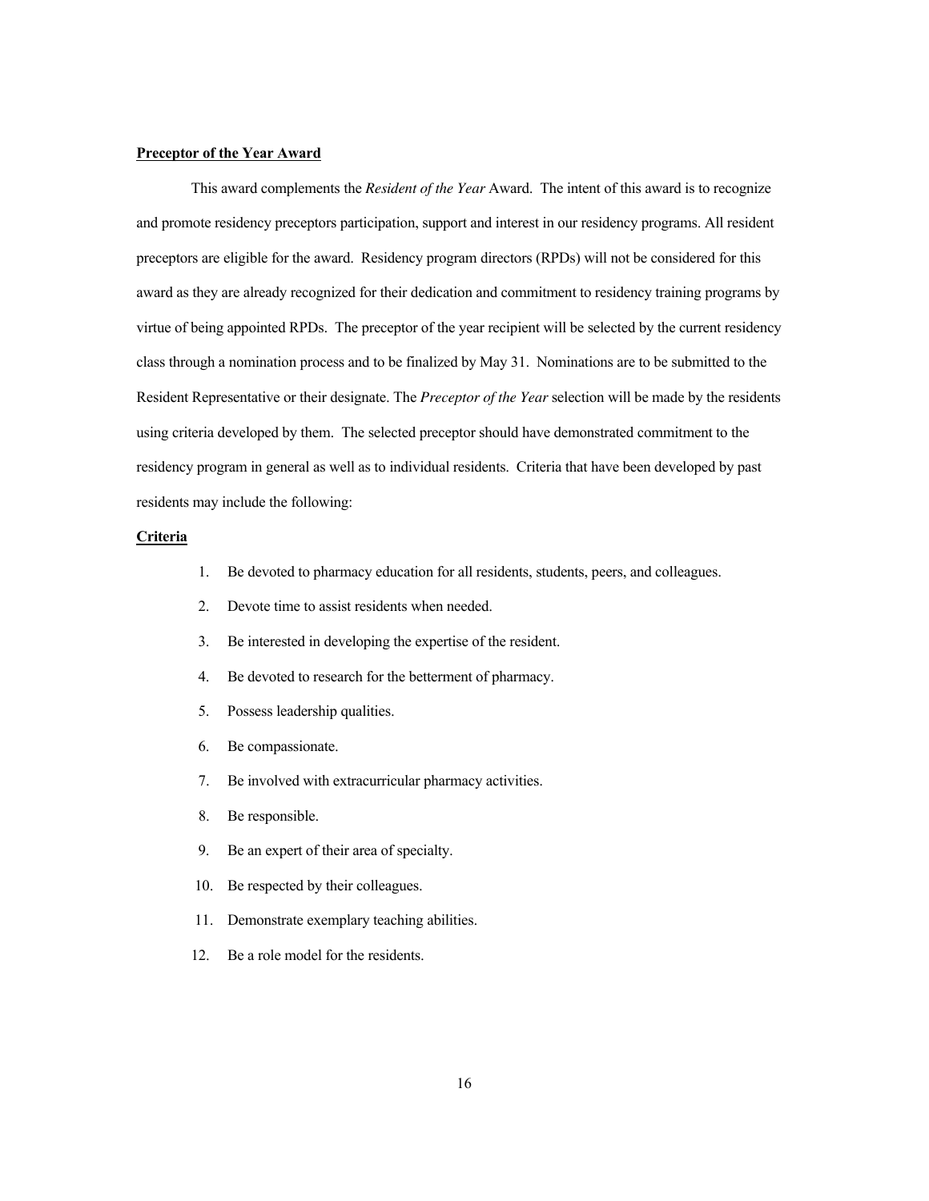**Preceptor of the Year Award**

This award complements the *Resident of the Year* Award. The intent of this award is to recognize and promote residency preceptors participation, support and interest in our residency programs. All resident preceptors are eligible for the award. Residency program directors (RPDs) will not be considered for this award as they are already recognized for their dedication and commitment to residency training programs by virtue of being appointed RPDs. The preceptor of the year recipient will be selected by the current residency class through a nomination process and to be finalized by May 31. Nominations are to be submitted to the Resident Representative or their designate. The *Preceptor of the Year* selection will be made by the residents using criteria developed by them. The selected preceptor should have demonstrated commitment to the residency program in general as well as to individual residents. Criteria that have been developed by past residents may include the following:

**Criteria**

1. Be devoted to pharmacy education for all residents, students, peers, and colleagues.
2. Devote time to assist residents when needed.
3. Be interested in developing the expertise of the resident.
4. Be devoted to research for the betterment of pharmacy.
5. Possess leadership qualities.
6. Be compassionate.
7. Be involved with extracurricular pharmacy activities.
8. Be responsible.
9. Be an expert of their area of specialty.
10. Be respected by their colleagues.
11. Demonstrate exemplary teaching abilities.
12. Be a role model for the residents.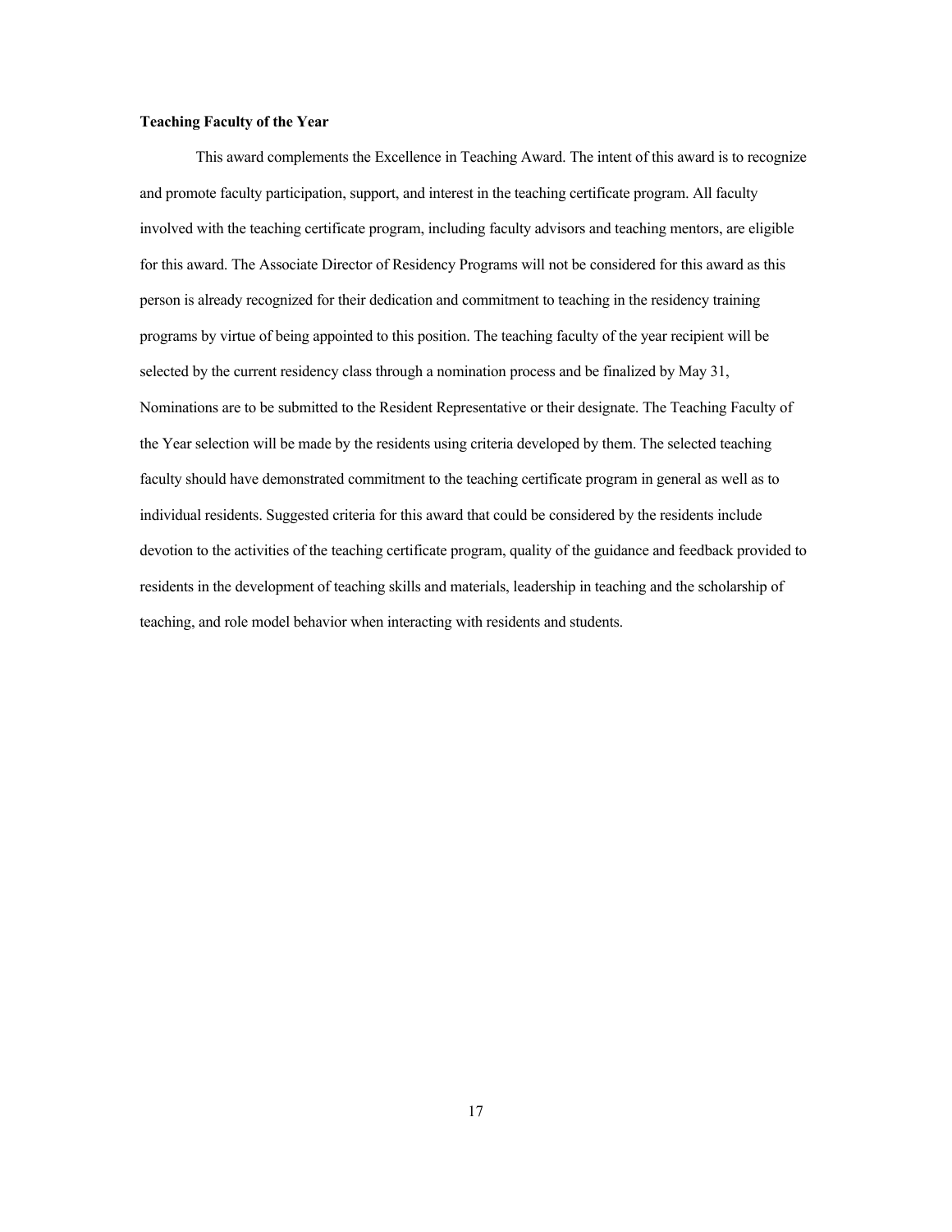**Teaching Faculty of the Year**

This award complements the Excellence in Teaching Award. The intent of this award is to recognize and promote faculty participation, support, and interest in the teaching certificate program. All faculty involved with the teaching certificate program, including faculty advisors and teaching mentors, are eligible for this award. The Associate Director of Residency Programs will not be considered for this award as this person is already recognized for their dedication and commitment to teaching in the residency training programs by virtue of being appointed to this position. The teaching faculty of the year recipient will be selected by the current residency class through a nomination process and be finalized by May 31, Nominations are to be submitted to the Resident Representative or their designate. The Teaching Faculty of the Year selection will be made by the residents using criteria developed by them. The selected teaching faculty should have demonstrated commitment to the teaching certificate program in general as well as to individual residents. Suggested criteria for this award that could be considered by the residents include devotion to the activities of the teaching certificate program, quality of the guidance and feedback provided to residents in the development of teaching skills and materials, leadership in teaching and the scholarship of teaching, and role model behavior when interacting with residents and students.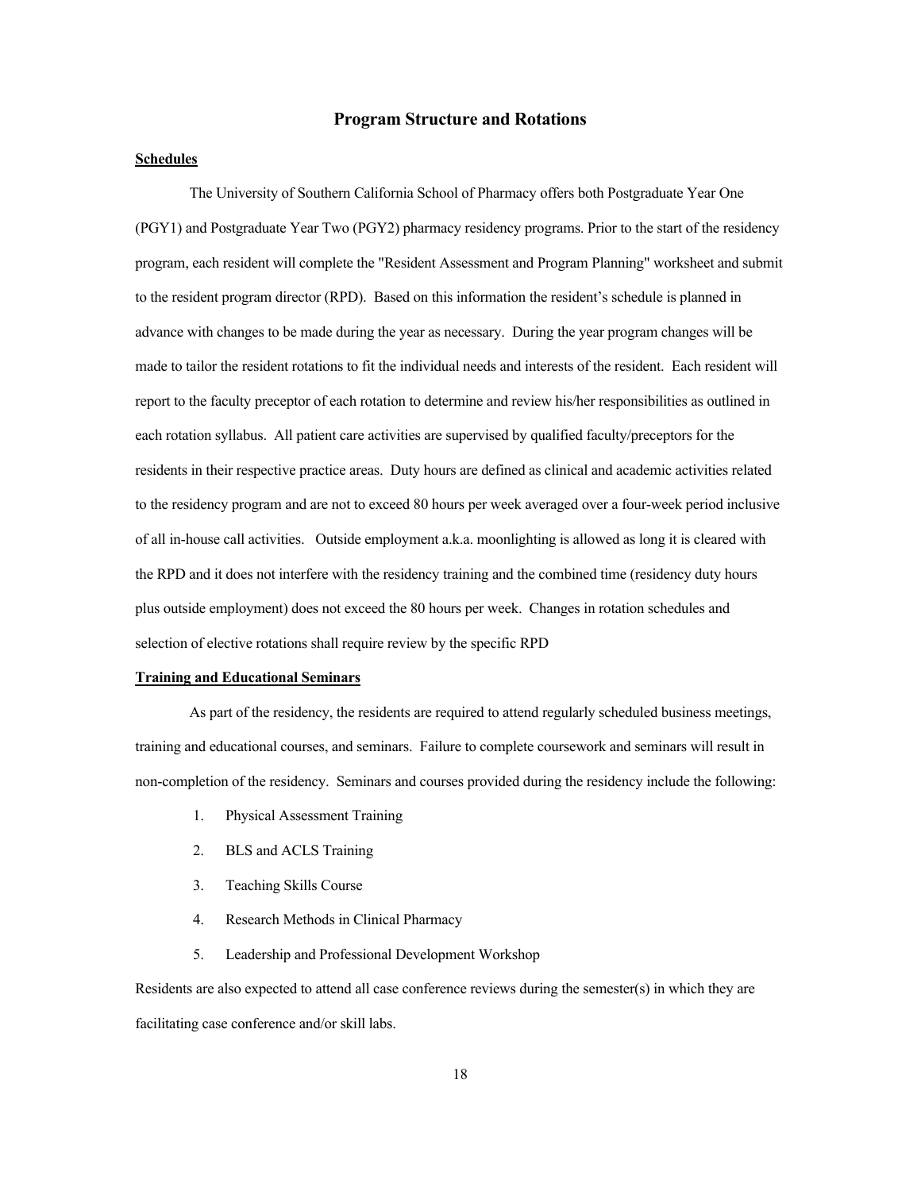## Program Structure and Rotations

**Schedules**

The University of Southern California School of Pharmacy offers both Postgraduate Year One (PGY1) and Postgraduate Year Two (PGY2) pharmacy residency programs. Prior to the start of the residency program, each resident will complete the "Resident Assessment and Program Planning" worksheet and submit to the resident program director (RPD). Based on this information the resident's schedule is planned in advance with changes to be made during the year as necessary. During the year program changes will be made to tailor the resident rotations to fit the individual needs and interests of the resident. Each resident will report to the faculty preceptor of each rotation to determine and review his/her responsibilities as outlined in each rotation syllabus. All patient care activities are supervised by qualified faculty/preceptors for the residents in their respective practice areas. Duty hours are defined as clinical and academic activities related to the residency program and are not to exceed 80 hours per week averaged over a four-week period inclusive of all in-house call activities. Outside employment a.k.a. moonlighting is allowed as long it is cleared with the RPD and it does not interfere with the residency training and the combined time (residency duty hours plus outside employment) does not exceed the 80 hours per week. Changes in rotation schedules and selection of elective rotations shall require review by the specific RPD

**Training and Educational Seminars**

As part of the residency, the residents are required to attend regularly scheduled business meetings, training and educational courses, and seminars. Failure to complete coursework and seminars will result in non-completion of the residency. Seminars and courses provided during the residency include the following:

1. Physical Assessment Training
2. BLS and ACLS Training
3. Teaching Skills Course
4. Research Methods in Clinical Pharmacy
5. Leadership and Professional Development Workshop

Residents are also expected to attend all case conference reviews during the semester(s) in which they are facilitating case conference and/or skill labs.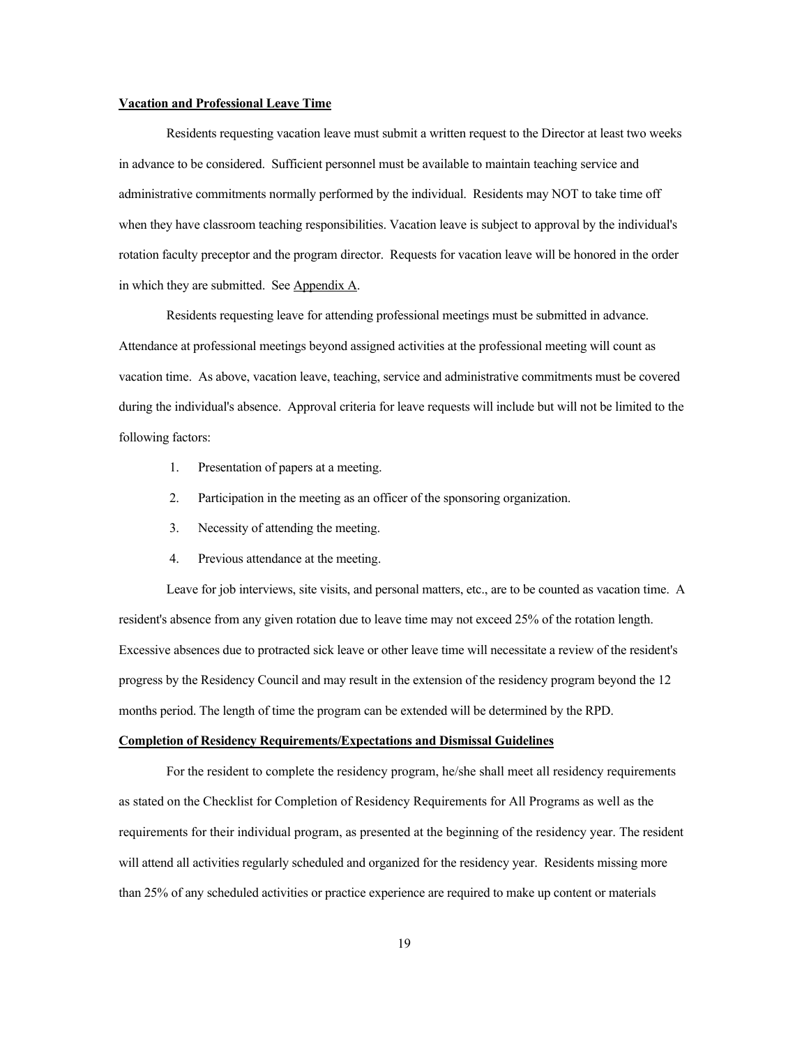**<u>Vacation and Professional Leave Time</u>**

Residents requesting vacation leave must submit a written request to the Director at least two weeks in advance to be considered. Sufficient personnel must be available to maintain teaching service and administrative commitments normally performed by the individual. Residents may NOT to take time off when they have classroom teaching responsibilities. Vacation leave is subject to approval by the individual's rotation faculty preceptor and the program director. Requests for vacation leave will be honored in the order in which they are submitted. See <u>Appendix A</u>.

Residents requesting leave for attending professional meetings must be submitted in advance. Attendance at professional meetings beyond assigned activities at the professional meeting will count as vacation time. As above, vacation leave, teaching, service and administrative commitments must be covered during the individual's absence. Approval criteria for leave requests will include but will not be limited to the following factors:

1. Presentation of papers at a meeting.
2. Participation in the meeting as an officer of the sponsoring organization.
3. Necessity of attending the meeting.
4. Previous attendance at the meeting.

Leave for job interviews, site visits, and personal matters, etc., are to be counted as vacation time. A resident's absence from any given rotation due to leave time may not exceed 25% of the rotation length. Excessive absences due to protracted sick leave or other leave time will necessitate a review of the resident's progress by the Residency Council and may result in the extension of the residency program beyond the 12 months period. The length of time the program can be extended will be determined by the RPD.

**<u>Completion of Residency Requirements/Expectations and Dismissal Guidelines</u>**

For the resident to complete the residency program, he/she shall meet all residency requirements as stated on the Checklist for Completion of Residency Requirements for All Programs as well as the requirements for their individual program, as presented at the beginning of the residency year. The resident will attend all activities regularly scheduled and organized for the residency year. Residents missing more than 25% of any scheduled activities or practice experience are required to make up content or materials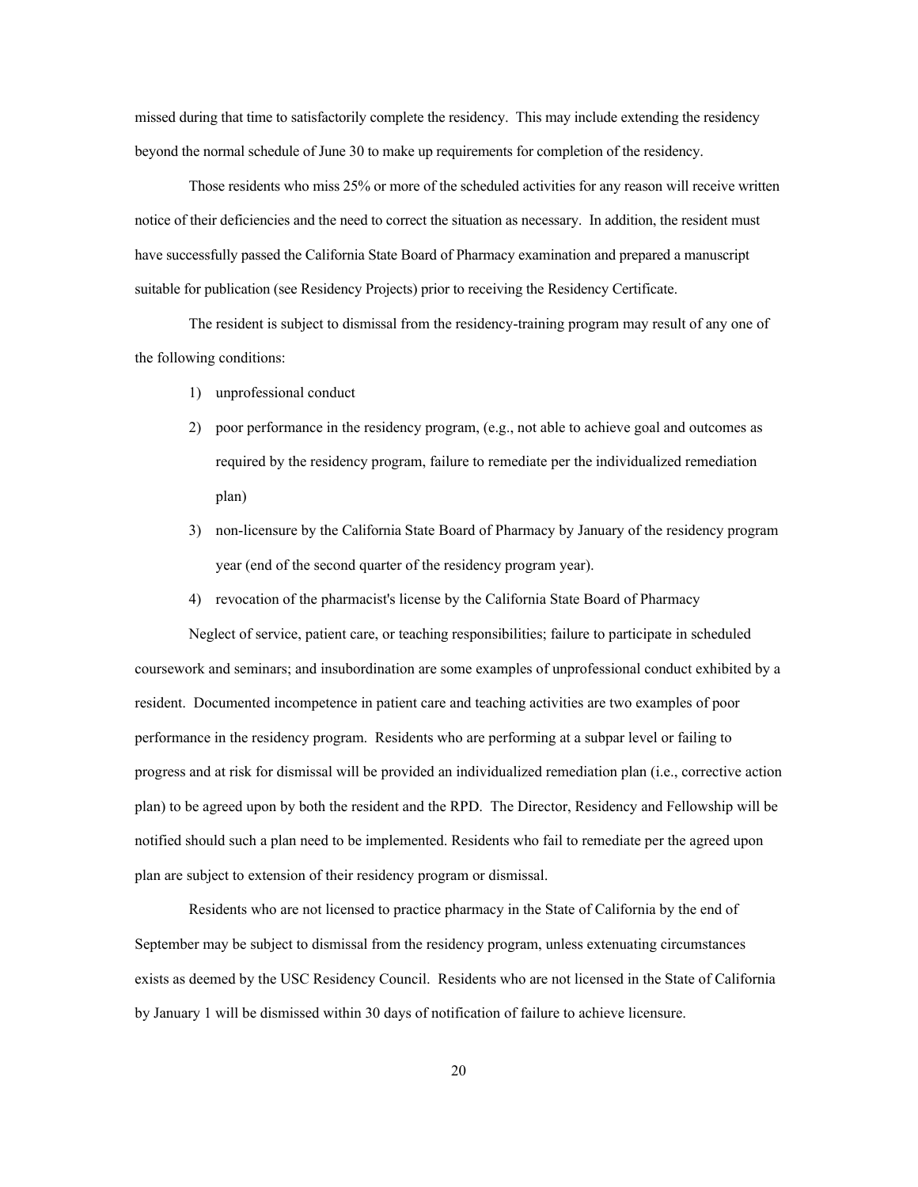missed during that time to satisfactorily complete the residency. This may include extending the residency beyond the normal schedule of June 30 to make up requirements for completion of the residency.

Those residents who miss 25% or more of the scheduled activities for any reason will receive written notice of their deficiencies and the need to correct the situation as necessary. In addition, the resident must have successfully passed the California State Board of Pharmacy examination and prepared a manuscript suitable for publication (see Residency Projects) prior to receiving the Residency Certificate.

The resident is subject to dismissal from the residency-training program may result of any one of the following conditions:

1) unprofessional conduct
2) poor performance in the residency program, (e.g., not able to achieve goal and outcomes as required by the residency program, failure to remediate per the individualized remediation plan)
3) non-licensure by the California State Board of Pharmacy by January of the residency program year (end of the second quarter of the residency program year).
4) revocation of the pharmacist's license by the California State Board of Pharmacy

Neglect of service, patient care, or teaching responsibilities; failure to participate in scheduled coursework and seminars; and insubordination are some examples of unprofessional conduct exhibited by a resident. Documented incompetence in patient care and teaching activities are two examples of poor performance in the residency program. Residents who are performing at a subpar level or failing to progress and at risk for dismissal will be provided an individualized remediation plan (i.e., corrective action plan) to be agreed upon by both the resident and the RPD. The Director, Residency and Fellowship will be notified should such a plan need to be implemented. Residents who fail to remediate per the agreed upon plan are subject to extension of their residency program or dismissal.

Residents who are not licensed to practice pharmacy in the State of California by the end of September may be subject to dismissal from the residency program, unless extenuating circumstances exists as deemed by the USC Residency Council. Residents who are not licensed in the State of California by January 1 will be dismissed within 30 days of notification of failure to achieve licensure.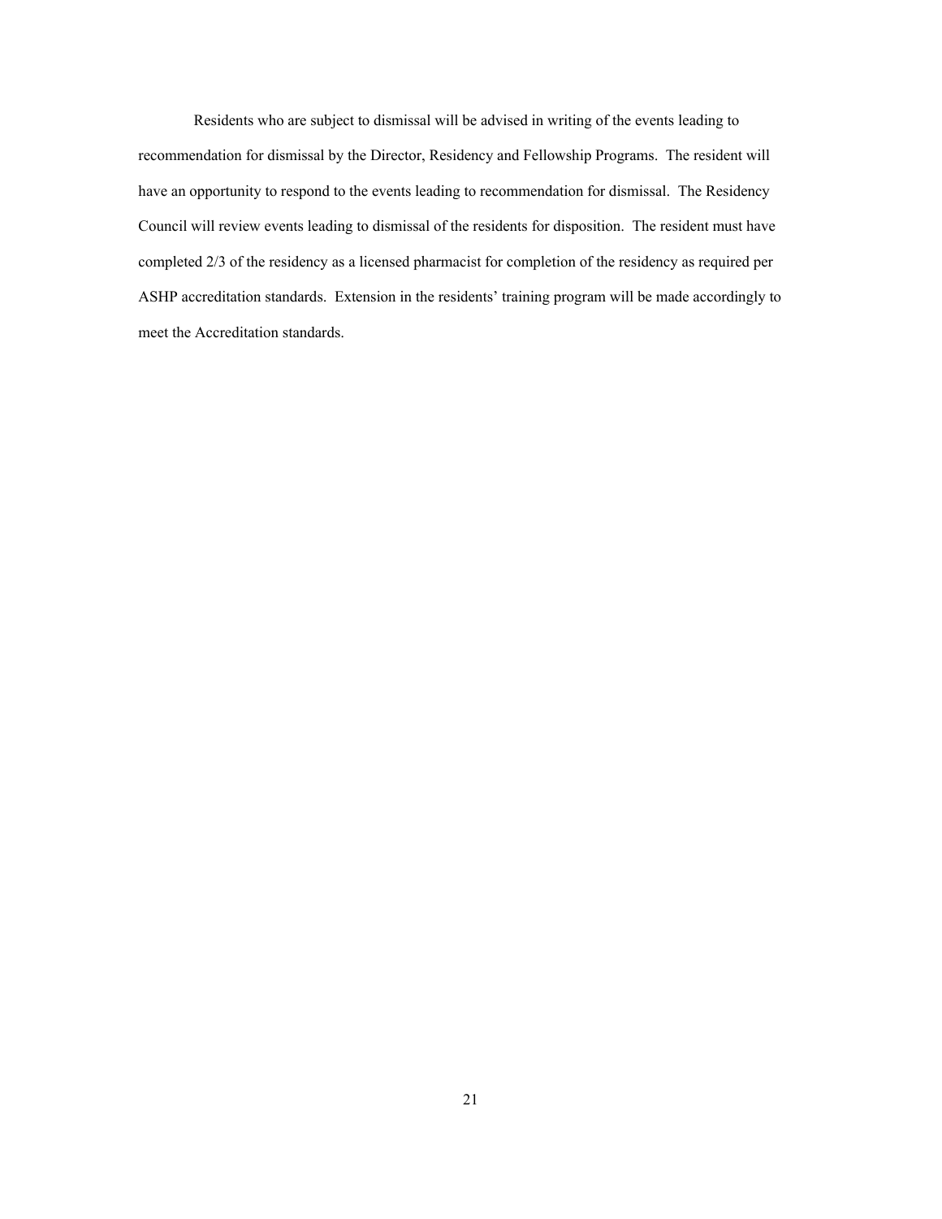Residents who are subject to dismissal will be advised in writing of the events leading to recommendation for dismissal by the Director, Residency and Fellowship Programs. The resident will have an opportunity to respond to the events leading to recommendation for dismissal. The Residency Council will review events leading to dismissal of the residents for disposition. The resident must have completed 2/3 of the residency as a licensed pharmacist for completion of the residency as required per ASHP accreditation standards. Extension in the residents' training program will be made accordingly to meet the Accreditation standards.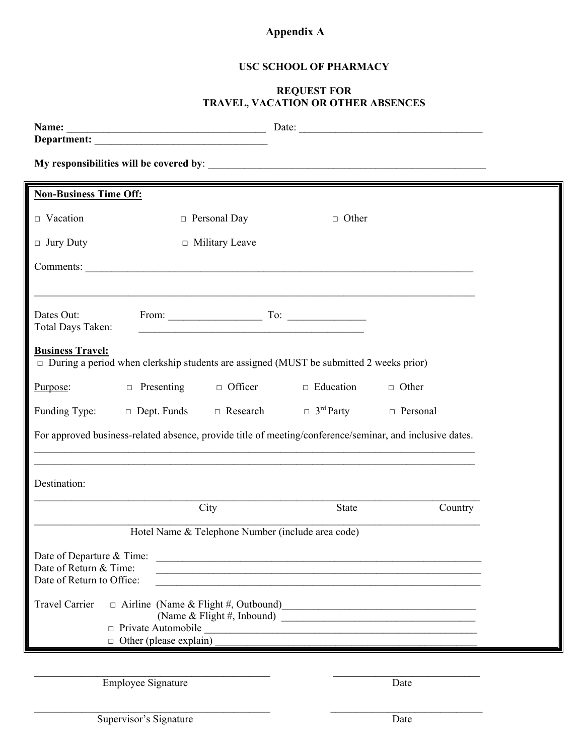# Appendix A

## USC SCHOOL OF PHARMACY

## REQUEST FOR TRAVEL, VACATION OR OTHER ABSENCES

**Name:** ______________________________________ Date: __________________________________

**Department:** _________________________________

**My responsibilities will be covered by**: _____________________________________________________

**Non-Business Time Off:**

□ Vacation □ Personal Day □ Other

□ Jury Duty □ Military Leave

Comments: ___________________________________________________________________________

_____________________________________________________________________________________

Dates Out: From: _________________ To: ______________

Total Days Taken: ___________________________________________

**Business Travel:**

□ During a period when clerkship students are assigned (MUST be submitted 2 weeks prior)

Purpose: □ Presenting □ Officer □ Education □ Other

Funding Type: □ Dept. Funds □ Research □ 3rd Party □ Personal

For approved business-related absence, provide title of meeting/conference/seminar, and inclusive dates.

_____________________________________________________________________________________

_____________________________________________________________________________________

Destination:

_____________________________________________________________________________________

City State Country

_____________________________________________________________________________________

Hotel Name & Telephone Number (include area code)

Date of Departure & Time: ______________________________________________________________

Date of Return & Time: ______________________________________________________________

Date of Return to Office: ______________________________________________________________

Travel Carrier □ Airline (Name & Flight #, Outbound)___________________________________

(Name & Flight #, Inbound) ___________________________________

□ Private Automobile ____________________________________________________

□ Other (please explain) __________________________________________________

_____________________________________________ ____________________________

Employee Signature Date

_____________________________________________ ____________________________

Supervisor's Signature Date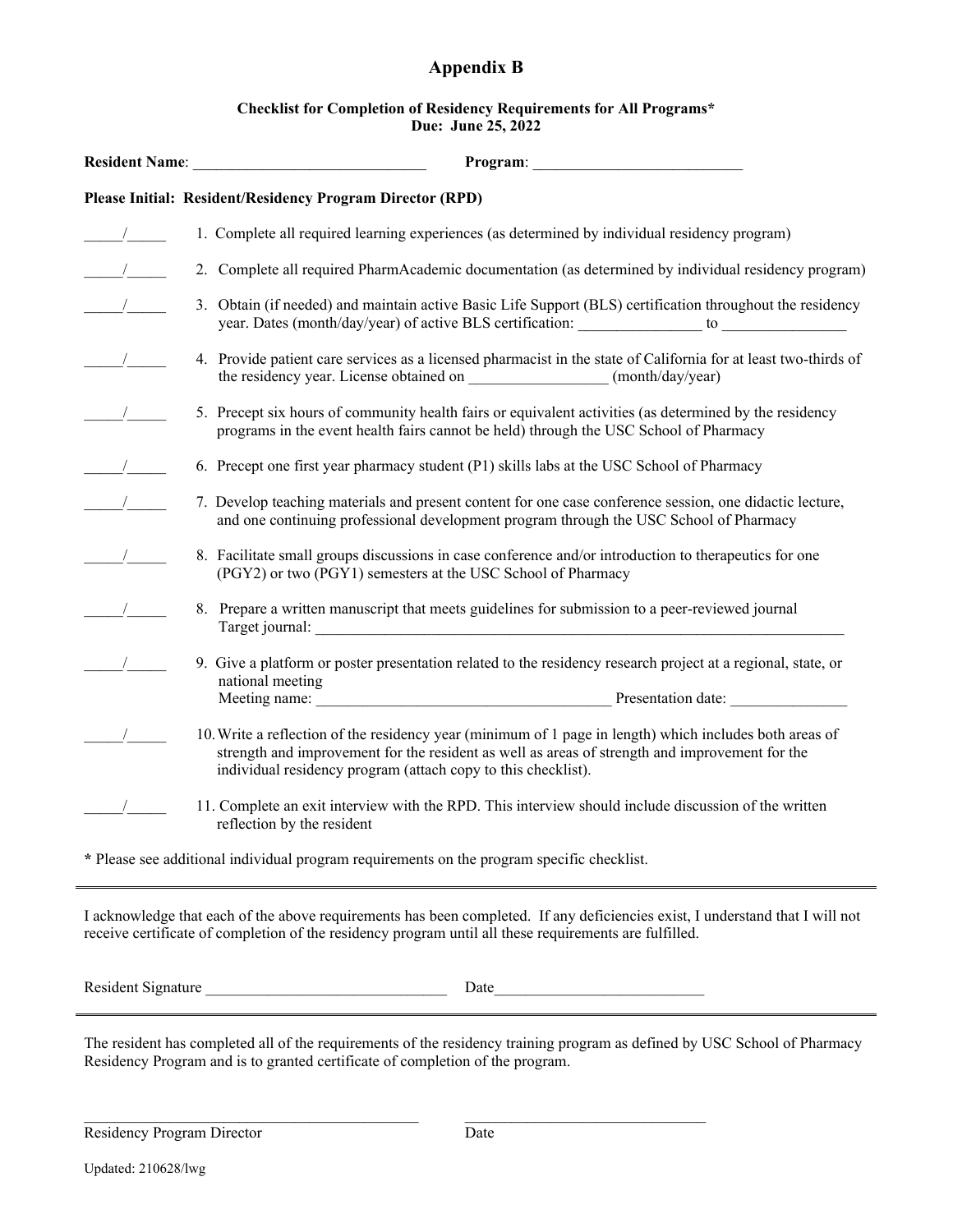# Appendix B

**Checklist for Completion of Residency Requirements for All Programs***
**Due: June 25, 2022**

**Resident Name**: ______________________________ **Program**: ___________________________

**Please Initial: Resident/Residency Program Director (RPD)**

_____/_____ 1. Complete all required learning experiences (as determined by individual residency program)

_____/_____ 2. Complete all required PharmAcademic documentation (as determined by individual residency program)

_____/_____ 3. Obtain (if needed) and maintain active Basic Life Support (BLS) certification throughout the residency year. Dates (month/day/year) of active BLS certification: ________________ to ________________

_____/_____ 4. Provide patient care services as a licensed pharmacist in the state of California for at least two-thirds of the residency year. License obtained on __________________ (month/day/year)

_____/_____ 5. Precept six hours of community health fairs or equivalent activities (as determined by the residency programs in the event health fairs cannot be held) through the USC School of Pharmacy

_____/_____ 6. Precept one first year pharmacy student (P1) skills labs at the USC School of Pharmacy

_____/_____ 7. Develop teaching materials and present content for one case conference session, one didactic lecture, and one continuing professional development program through the USC School of Pharmacy

_____/_____ 8. Facilitate small groups discussions in case conference and/or introduction to therapeutics for one (PGY2) or two (PGY1) semesters at the USC School of Pharmacy

_____/_____ 8. Prepare a written manuscript that meets guidelines for submission to a peer-reviewed journal
Target journal: ________________________________________________________________________

_____/_____ 9. Give a platform or poster presentation related to the residency research project at a regional, state, or national meeting
Meeting name: ______________________________________ Presentation date: _______________

_____/_____ 10. Write a reflection of the residency year (minimum of 1 page in length) which includes both areas of strength and improvement for the resident as well as areas of strength and improvement for the individual residency program (attach copy to this checklist).

_____/_____ 11. Complete an exit interview with the RPD. This interview should include discussion of the written reflection by the resident

**\*** Please see additional individual program requirements on the program specific checklist.

---

I acknowledge that each of the above requirements has been completed. If any deficiencies exist, I understand that I will not receive certificate of completion of the residency program until all these requirements are fulfilled.

Resident Signature _______________________________ Date___________________________

---

The resident has completed all of the requirements of the residency training program as defined by USC School of Pharmacy Residency Program and is to granted certificate of completion of the program.

____________________________________________ _______________________________
Residency Program Director Date

Updated: 210628/lwg